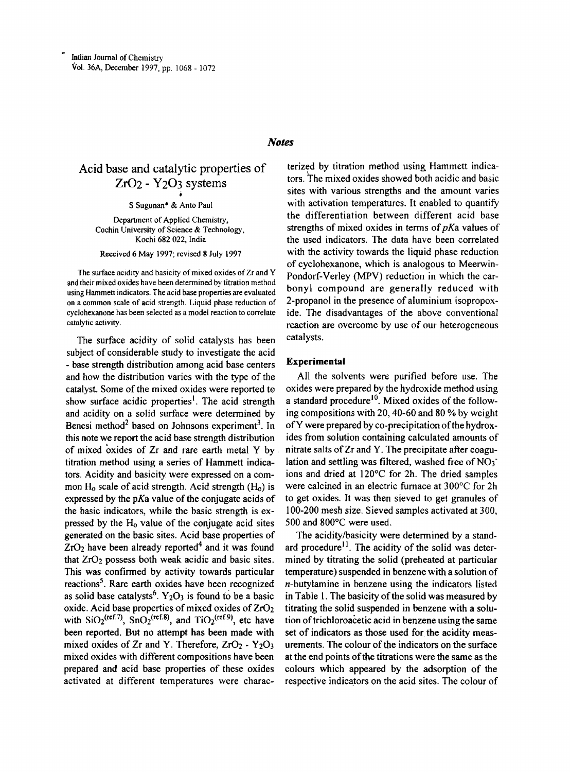## Notes

# Acid base and catalytic properties of $ZrO_2$ - $Y_2O_3$ systems

S Sugunan* & Anto Paul

Department of Applied Chemistry, Cochin University of Science & Technology, Kochi 682 022, India

Received 6 May 1997; revised 8 July 1997

The surface acidity and basicity of mixed oxides of Zr and Y and their mixed oxides have been determined by titration method using Hammett indicators. The acid base properties are evaluated on a common scale of acid strength. Liquid phase reduction of cyclohexanone has been selected as a model reaction to correlate catalytic activity.

The surface acidity of solid catalysts has been subject of considerable study to investigate the acid - base strength distribution among acid base centers and how the distribution varies with the type of the catalyst. Some of the mixed oxides were reported to show surface acidic properties[1]. The acid strength and acidity on a solid surface were determined by Benesi method[2] based on Johnsons experiment[3]. In this note we report the acid base strength distribution of mixed oxides of Zr and rare earth metal Y by titration method using a series of Hammett indicators. Acidity and basicity were expressed on a common $H_0$ scale of acid strength. Acid strength ($H_0$) is expressed by the p*K*a value of the conjugate acids of the basic indicators, while the basic strength is expressed by the $H_0$ value of the conjugate acid sites generated on the basic sites. Acid base properties of $ZrO_2$ have been already reported[4] and it was found that $ZrO_2$ possess both weak acidic and basic sites. This was confirmed by activity towards particular reactions[5]. Rare earth oxides have been recognized as solid base catalysts[6]. $Y_2O_3$ is found to be a basic oxide. Acid base properties of mixed oxides of $ZrO_2$ with $SiO_2$[ref.7], $SnO_2$[ref.8], and $TiO_2$[ref.9], etc have been reported. But no attempt has been made with mixed oxides of Zr and Y. Therefore, $ZrO_2$ - $Y_2O_3$ mixed oxides with different compositions have been prepared and acid base properties of these oxides activated at different temperatures were characterized by titration method using Hammett indicators. The mixed oxides showed both acidic and basic sites with various strengths and the amount varies with activation temperatures. It enabled to quantify the differentiation between different acid base strengths of mixed oxides in terms of p*K*a values of the used indicators. The data have been correlated with the activity towards the liquid phase reduction of cyclohexanone, which is analogous to Meerwin-Pondorf-Verley (MPV) reduction in which the carbonyl compound are generally reduced with 2-propanol in the presence of aluminium isopropoxide. The disadvantages of the above conventional reaction are overcome by use of our heterogeneous catalysts.

## Experimental

All the solvents were purified before use. The oxides were prepared by the hydroxide method using a standard procedure[10]. Mixed oxides of the following compositions with 20, 40-60 and 80 % by weight of Y were prepared by co-precipitation of the hydroxides from solution containing calculated amounts of nitrate salts of Zr and Y. The precipitate after coagulation and settling was filtered, washed free of $NO_3^-$ ions and dried at 120°C for 2h. The dried samples were calcined in an electric furnace at 300°C for 2h to get oxides. It was then sieved to get granules of 100-200 mesh size. Sieved samples activated at 300, 500 and 800°C were used.

The acidity/basicity were determined by a standard procedure[11]. The acidity of the solid was determined by titrating the solid (preheated at particular temperature) suspended in benzene with a solution of *n*-butylamine in benzene using the indicators listed in Table 1. The basicity of the solid was measured by titrating the solid suspended in benzene with a solution of trichloroacetic acid in benzene using the same set of indicators as those used for the acidity measurements. The colour of the indicators on the surface at the end points of the titrations were the same as the colours which appeared by the adsorption of the respective indicators on the acid sites. The colour of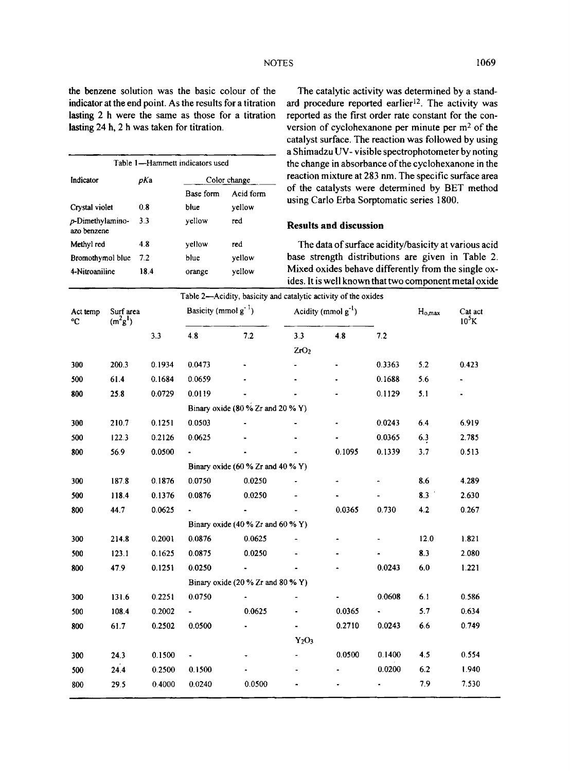the benzene solution was the basic colour of the indicator at the end point. As the results for a titration lasting 2 h were the same as those for a titration lasting 24 h, 2 h was taken for titration.

Table 1—Hammett indicators used

| Indicator | $pKa$ | Color change | |
|---|---|---|---|
| | | Base form | Acid form |
| Crystal violet | 0.8 | blue | yellow |
| *p*-Dimethylamino-azo benzene | 3.3 | yellow | red |
| Methyl red | 4.8 | yellow | red |
| Bromothymol blue | 7.2 | blue | yellow |
| 4-Nitroaniline | 18.4 | orange | yellow |

The catalytic activity was determined by a standard procedure reported earlier[12]. The activity was reported as the first order rate constant for the conversion of cyclohexanone per minute per $m^2$ of the catalyst surface. The reaction was followed by using a Shimadzu UV- visible spectrophotometer by noting the change in absorbance of the cyclohexanone in the reaction mixture at 283 nm. The specific surface area of the catalysts were determined by BET method using Carlo Erba Sorptomatic series 1800.

## Results and discussion

The data of surface acidity/basicity at various acid base strength distributions are given in Table 2. Mixed oxides behave differently from the single oxides. It is well known that two component metal oxide

Table 2—Acidity, basicity and catalytic activity of the oxides

| Act temp °C | Surf area ($m^2g^{-1}$) | Basicity (mmol $g^{-1}$) | | | Acidity (mmol $g^{-1}$) | | | $H_{o,max}$ | Cat act $10^5K$ |
|---|---|---|---|---|---|---|---|---|---|
| | | 3.3 | 4.8 | 7.2 | 3.3 | 4.8 | 7.2 | | |
| | | | | | $ZrO_2$ | | | | |
| 300 | 200.3 | 0.1934 | 0.0473 | - | - | - | 0.3363 | 5.2 | 0.423 |
| 500 | 61.4 | 0.1684 | 0.0659 | - | - | - | 0.1688 | 5.6 | - |
| 800 | 25.8 | 0.0729 | 0.0119 | - | - | - | 0.1129 | 5.1 | - |
| | | | Binary oxide (80 % Zr and 20 % Y) | | | | | | |
| 300 | 210.7 | 0.1251 | 0.0503 | - | - | - | 0.0243 | 6.4 | 6.919 |
| 500 | 122.3 | 0.2126 | 0.0625 | - | - | - | 0.0365 | 6.3 | 2.785 |
| 800 | 56.9 | 0.0500 | - | - | - | 0.1095 | 0.1339 | 3.7 | 0.513 |
| | | | Binary oxide (60 % Zr and 40 % Y) | | | | | | |
| 300 | 187.8 | 0.1876 | 0.0750 | 0.0250 | - | - | - | 8.6 | 4.289 |
| 500 | 118.4 | 0.1376 | 0.0876 | 0.0250 | - | - | - | 8.3 | 2.630 |
| 800 | 44.7 | 0.0625 | - | - | - | 0.0365 | 0.730 | 4.2 | 0.267 |
| | | | Binary oxide (40 % Zr and 60 % Y) | | | | | | |
| 300 | 214.8 | 0.2001 | 0.0876 | 0.0625 | - | - | - | 12.0 | 1.821 |
| 500 | 123.1 | 0.1625 | 0.0875 | 0.0250 | - | - | - | 8.3 | 2.080 |
| 800 | 47.9 | 0.1251 | 0.0250 | - | - | - | 0.0243 | 6.0 | 1.221 |
| | | | Binary oxide (20 % Zr and 80 % Y) | | | | | | |
| 300 | 131.6 | 0.2251 | 0.0750 | - | - | - | 0.0608 | 6.1 | 0.586 |
| 500 | 108.4 | 0.2002 | - | 0.0625 | - | 0.0365 | - | 5.7 | 0.634 |
| 800 | 61.7 | 0.2502 | 0.0500 | - | - | 0.2710 | 0.0243 | 6.6 | 0.749 |
| | | | | | $Y_2O_3$ | | | | |
| 300 | 24.3 | 0.1500 | - | - | - | 0.0500 | 0.1400 | 4.5 | 0.554 |
| 500 | 24.4 | 0.2500 | 0.1500 | - | - | - | 0.0200 | 6.2 | 1.940 |
| 800 | 29.5 | 0.4000 | 0.0240 | 0.0500 | - | - | - | 7.9 | 7.530 |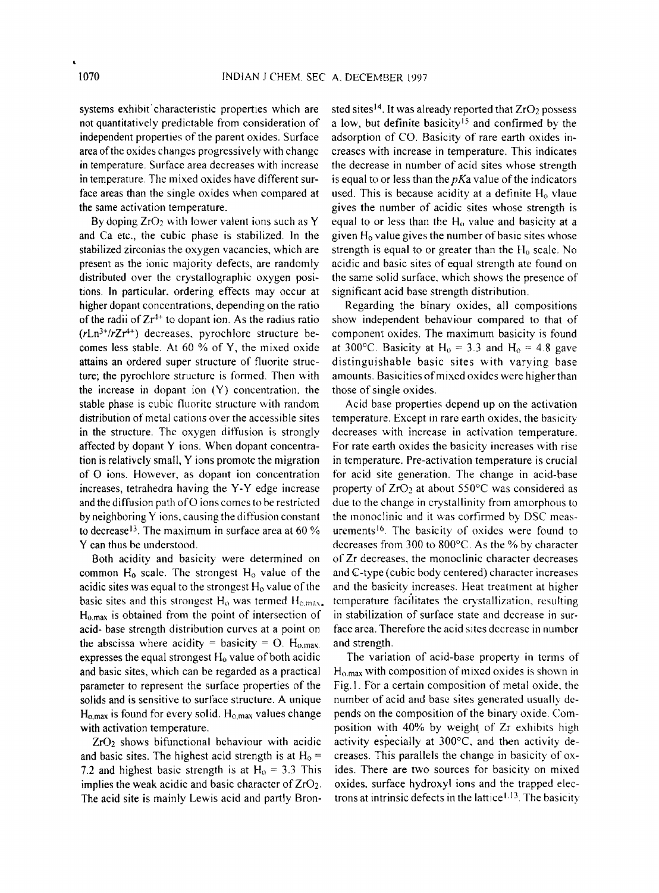systems exhibit characteristic properties which are not quantitatively predictable from consideration of independent properties of the parent oxides. Surface area of the oxides changes progressively with change in temperature. Surface area decreases with increase in temperature. The mixed oxides have different surface areas than the single oxides when compared at the same activation temperature.

By doping $ZrO_2$ with lower valent ions such as Y and Ca etc., the cubic phase is stabilized. In the stabilized zirconias the oxygen vacancies, which are present as the ionic majority defects, are randomly distributed over the crystallographic oxygen positions. In particular, ordering effects may occur at higher dopant concentrations, depending on the ratio of the radii of $Zr^{4+}$ to dopant ion. As the radius ratio ($rLn^{3+}/rZr^{4+}$) decreases, pyrochlore structure becomes less stable. At 60 % of Y, the mixed oxide attains an ordered super structure of fluorite structure; the pyrochlore structure is formed. Then with the increase in dopant ion (Y) concentration, the stable phase is cubic fluorite structure with random distribution of metal cations over the accessible sites in the structure. The oxygen diffusion is strongly affected by dopant Y ions. When dopant concentration is relatively small, Y ions promote the migration of O ions. However, as dopant ion concentration increases, tetrahedra having the Y-Y edge increase and the diffusion path of O ions comes to be restricted by neighboring Y ions, causing the diffusion constant to decrease[13]. The maximum in surface area at 60 % Y can thus be understood.

Both acidity and basicity were determined on common $H_o$ scale. The strongest $H_o$ value of the acidic sites was equal to the strongest $H_o$ value of the basic sites and this strongest $H_o$ was termed $H_{o,max}$. $H_{o,max}$ is obtained from the point of intersection of acid- base strength distribution curves at a point on the abscissa where acidity = basicity = O. $H_{o,max}$ expresses the equal strongest $H_o$ value of both acidic and basic sites, which can be regarded as a practical parameter to represent the surface properties of the solids and is sensitive to surface structure. A unique $H_{o,max}$ is found for every solid. $H_{o,max}$ values change with activation temperature.

$ZrO_2$ shows bifunctional behaviour with acidic and basic sites. The highest acid strength is at $H_o$ = 7.2 and highest basic strength is at $H_o$ = 3.3 This implies the weak acidic and basic character of $ZrO_2$. The acid site is mainly Lewis acid and partly Bronsted sites[14]. It was already reported that $ZrO_2$ possess a low, but definite basicity[15] and confirmed by the adsorption of CO. Basicity of rare earth oxides increases with increase in temperature. This indicates the decrease in number of acid sites whose strength is equal to or less than the $pKa$ value of the indicators used. This is because acidity at a definite $H_o$ vlaue gives the number of acidic sites whose strength is equal to or less than the $H_o$ value and basicity at a given $H_o$ value gives the number of basic sites whose strength is equal to or greater than the $H_o$ scale. No acidic and basic sites of equal strength ate found on the same solid surface, which shows the presence of significant acid base strength distribution.

Regarding the binary oxides, all compositions show independent behaviour compared to that of component oxides. The maximum basicity is found at 300°C. Basicity at $H_o$ = 3.3 and $H_o$ = 4.8 gave distinguishable basic sites with varying base amounts. Basicities of mixed oxides were higher than those of single oxides.

Acid base properties depend up on the activation temperature. Except in rare earth oxides, the basicity decreases with increase in activation temperature. For rate earth oxides the basicity increases with rise in temperature. Pre-activation temperature is crucial for acid site generation. The change in acid-base property of $ZrO_2$ at about 550°C was considered as due to the change in crystallinity from amourphous to the monoclinic and it was confirmed by DSC measurements[16]. The basicity of oxides were found to decreases from 300 to 800°C. As the % by character of Zr decreases, the monoclinic character decreases and C-type (cubic body centered) character increases and the basicity increases. Heat treatment at higher temperature facilitates the crystallization, resulting in stabilization of surface state and decrease in surface area. Therefore the acid sites decrease in number and strength.

The variation of acid-base property in terms of $H_{o,max}$ with composition of mixed oxides is shown in Fig.1. For a certain composition of metal oxide, the number of acid and base sites generated usually depends on the composition of the binary oxide. Composition with 40% by weight of Zr exhibits high activity especially at 300°C, and then activity decreases. This parallels the change in basicity of oxides. There are two sources for basicity on mixed oxides, surface hydroxyl ions and the trapped electrons at intrinsic defects in the lattice[1,13]. The basicity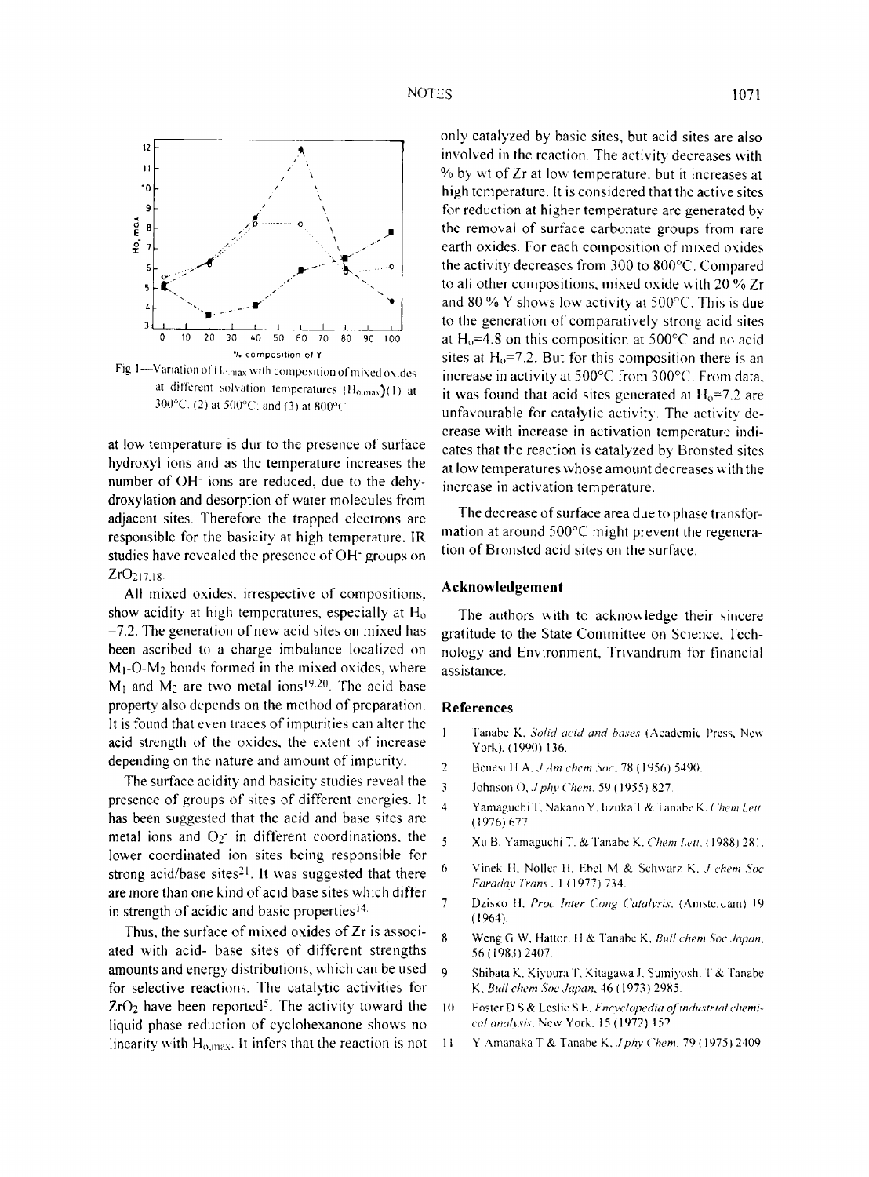Fig. 1—Variation of $H_{o,max}$ with composition of mixed oxides at different solvation temperatures ($H_{o,max}$)(1) at 300°C; (2) at 500°C; and (3) at 800°C

at low temperature is dur to the presence of surface hydroxyl ions and as the temperature increases the number of $OH^-$ ions are reduced, due to the dehydroxylation and desorption of water molecules from adjacent sites. Therefore the trapped electrons are responsible for the basicity at high temperature. IR studies have revealed the presence of $OH^-$ groups on $ZrO_2$[17,18].

All mixed oxides, irrespective of compositions, show acidity at high temperatures, especially at $H_0$ =7.2. The generation of new acid sites on mixed has been ascribed to a charge imbalance localized on $M_1$-O-$M_2$ bonds formed in the mixed oxides, where $M_1$ and $M_2$ are two metal ions[19,20]. The acid base property also depends on the method of preparation. It is found that even traces of impurities can alter the acid strength of the oxides, the extent of increase depending on the nature and amount of impurity.

The surface acidity and basicity studies reveal the presence of groups of sites of different energies. It has been suggested that the acid and base sites are metal ions and $O_2^-$ in different coordinations, the lower coordinated ion sites being responsible for strong acid/base sites[21]. It was suggested that there are more than one kind of acid base sites which differ in strength of acidic and basic properties[14].

Thus, the surface of mixed oxides of Zr is associated with acid- base sites of different strengths amounts and energy distributions, which can be used for selective reactions. The catalytic activities for $ZrO_2$ have been reported[5]. The activity toward the liquid phase reduction of cyclohexanone shows no linearity with $H_{o,max}$. It infers that the reaction is not only catalyzed by basic sites, but acid sites are also involved in the reaction. The activity decreases with % by wt of Zr at low temperature, but it increases at high temperature. It is considered that the active sites for reduction at higher temperature are generated by the removal of surface carbonate groups from rare earth oxides. For each composition of mixed oxides the activity decreases from 300 to 800°C. Compared to all other compositions, mixed oxide with 20 % Zr and 80 % Y shows low activity at 500°C. This is due to the generation of comparatively strong acid sites at $H_0$=4.8 on this composition at 500°C and no acid sites at $H_0$=7.2. But for this composition there is an increase in activity at 500°C from 300°C. From data, it was found that acid sites generated at $H_0$=7.2 are unfavourable for catalytic activity. The activity decrease with increase in activation temperature indicates that the reaction is catalyzed by Bronsted sites at low temperatures whose amount decreases with the increase in activation temperature.

The decrease of surface area due to phase transformation at around 500°C might prevent the regeneration of Bronsted acid sites on the surface.

## Acknowledgement

The authors with to acknowledge their sincere gratitude to the State Committee on Science, Technology and Environment, Trivandrum for financial assistance.

## References

1. Tanabe K, *Solid acid and bases* (Academic Press, New York), (1990) 136.
2. Benesi H A, *J Am chem Soc*, 78 (1956) 5490.
3. Johnson O, *J phy Chem*, 59 (1955) 827.
4. Yamaguchi T, Nakano Y, Iizuka T & Tanabe K, *Chem Lett*, (1976) 677.
5. Xu B, Yamaguchi T, & Tanabe K, *Chem Lett*, (1988) 281.
6. Vinek H, Noller H, Ebel M & Schwarz K, *J chem Soc Faraday Trans*, 1 (1977) 734.
7. Dzisko H, *Proc Inter Cong Catalysis*, (Amsterdam) 19 (1964).
8. Weng G W, Hattori H & Tanabe K, *Bull chem Soc Japan*, 56 (1983) 2407.
9. Shibata K, Kiyoura T, Kitagawa J, Sumiyoshi T & Tanabe K, *Bull chem Soc Japan*, 46 (1973) 2985.
10. Foster D S & Leslie S E, *Encyclopedia of industrial chemical analysis*, New York, 15 (1972) 152.
11. Y Amanaka T & Tanabe K, *J phy Chem*, 79 (1975) 2409.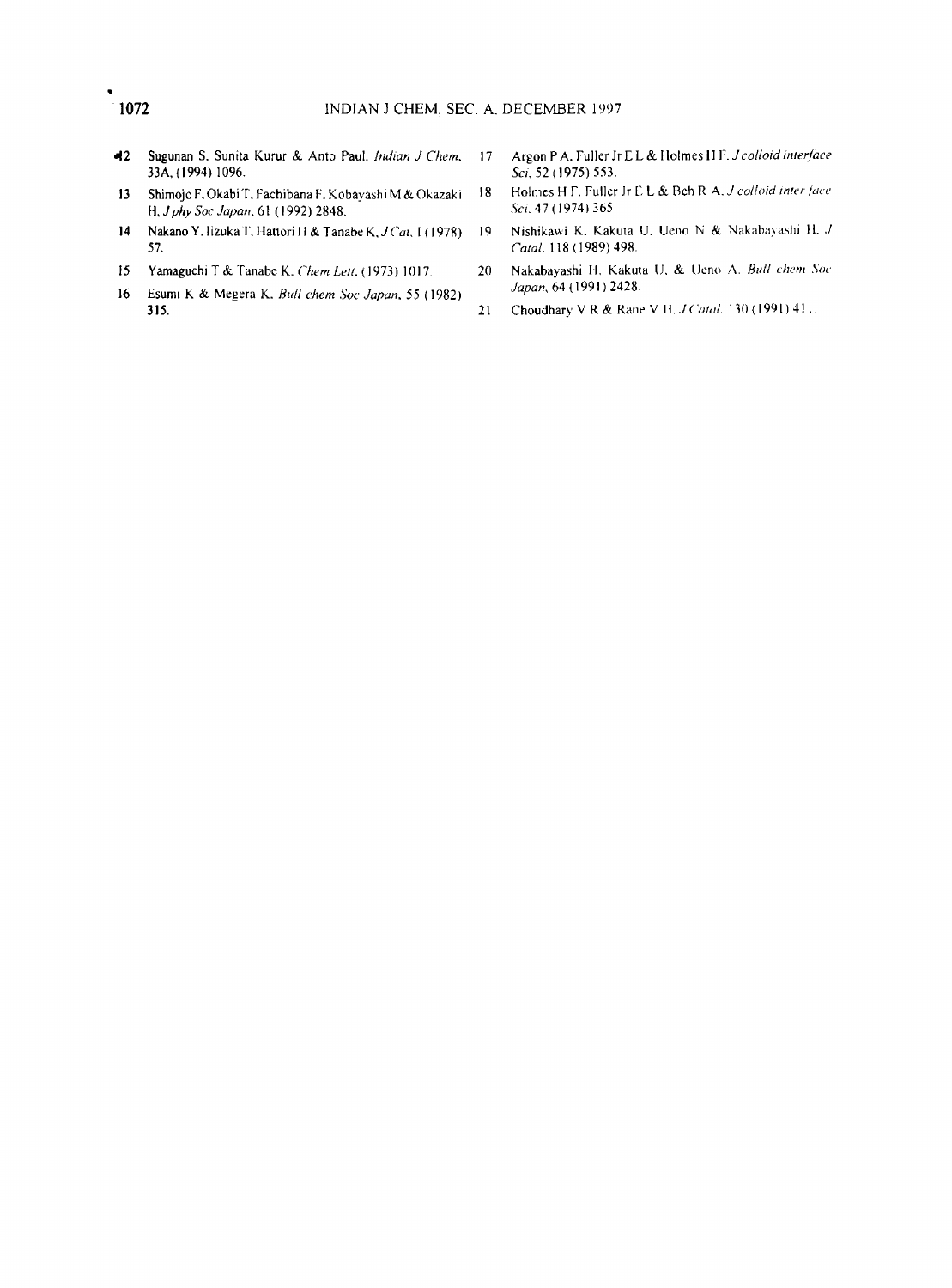12 Sugunan S, Sunita Kurur & Anto Paul, *Indian J Chem*, 33A, (1994) 1096.

13 Shimojo F, Okabi T, Fachibana F, Kobayashi M & Okazaki H, *J phy Soc Japan*, 61 (1992) 2848.

14 Nakano Y, Iizuka T, Hattori H & Tanabe K, *J Cat*, 1 (1978) 57.

15 Yamaguchi T & Tanabe K, *Chem Lett*, (1973) 1017.

16 Esumi K & Megera K, *Bull chem Soc Japan*, 55 (1982) 315.

17 Argon P A, Fuller Jr E L & Holmes H F, *J colloid interface Sci*, 52 (1975) 553.

18 Holmes H F, Fuller Jr E L & Beh R A, *J colloid interface Sci*, 47 (1974) 365.

19 Nishikawi K, Kakuta U, Ueno N & Nakabayashi H, *J Catal*, 118 (1989) 498.

20 Nakabayashi H, Kakuta U, & Ueno A, *Bull chem Soc Japan*, 64 (1991) 2428.

21 Choudhary V R & Rane V H, *J Catal*, 130 (1991) 411.